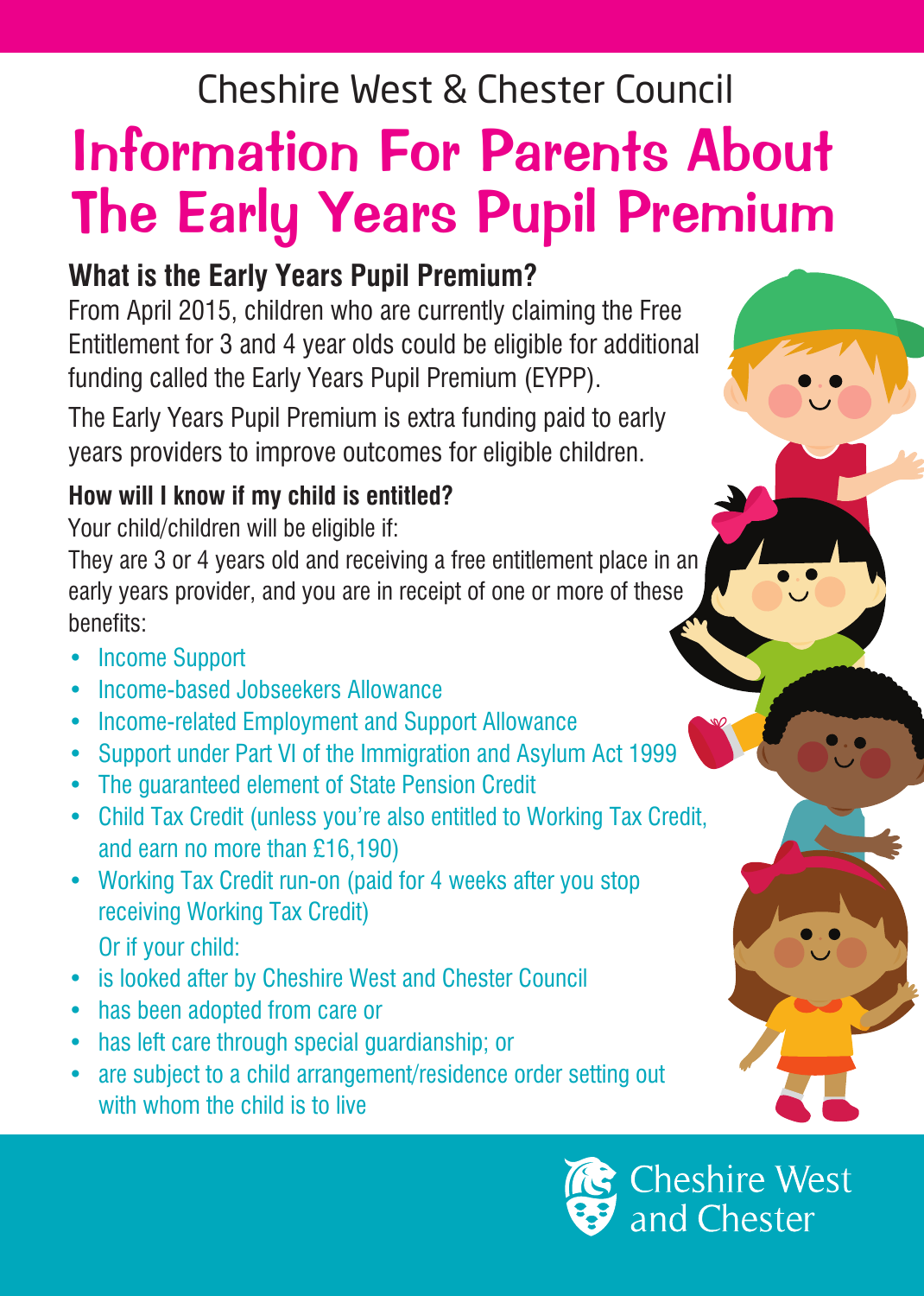Cheshire West & Chester Council

# Information For Parents About The Early Years Pupil Premium

## What is the Early Years Pupil Premium?

From April 2015, children who are currently claiming the Free Entitlement for 3 and 4 year olds could be eligible for additional funding called the Early Years Pupil Premium (EYPP).

The Early Years Pupil Premium is extra funding paid to early years providers to improve outcomes for eligible children.

### How will I know if my child is entitled?

Your child/children will be eligible if:

They are 3 or 4 years old and receiving a free entitlement place in an early years provider, and you are in receipt of one or more of these benefits:

- Income Support
- Income-based Jobseekers Allowance
- Income-related Employment and Support Allowance
- Support under Part VI of the Immigration and Asylum Act 1999
- The guaranteed element of State Pension Credit
- Child Tax Credit (unless you're also entitled to Working Tax Credit, and earn no more than £16,190)
- Working Tax Credit run-on (paid for 4 weeks after you stop receiving Working Tax Credit)

Or if your child:

- is looked after by Cheshire West and Chester Council
- has been adopted from care or
- has left care through special guardianship; or
- are subject to a child arrangement/residence order setting out with whom the child is to live

Cheshire West and Chester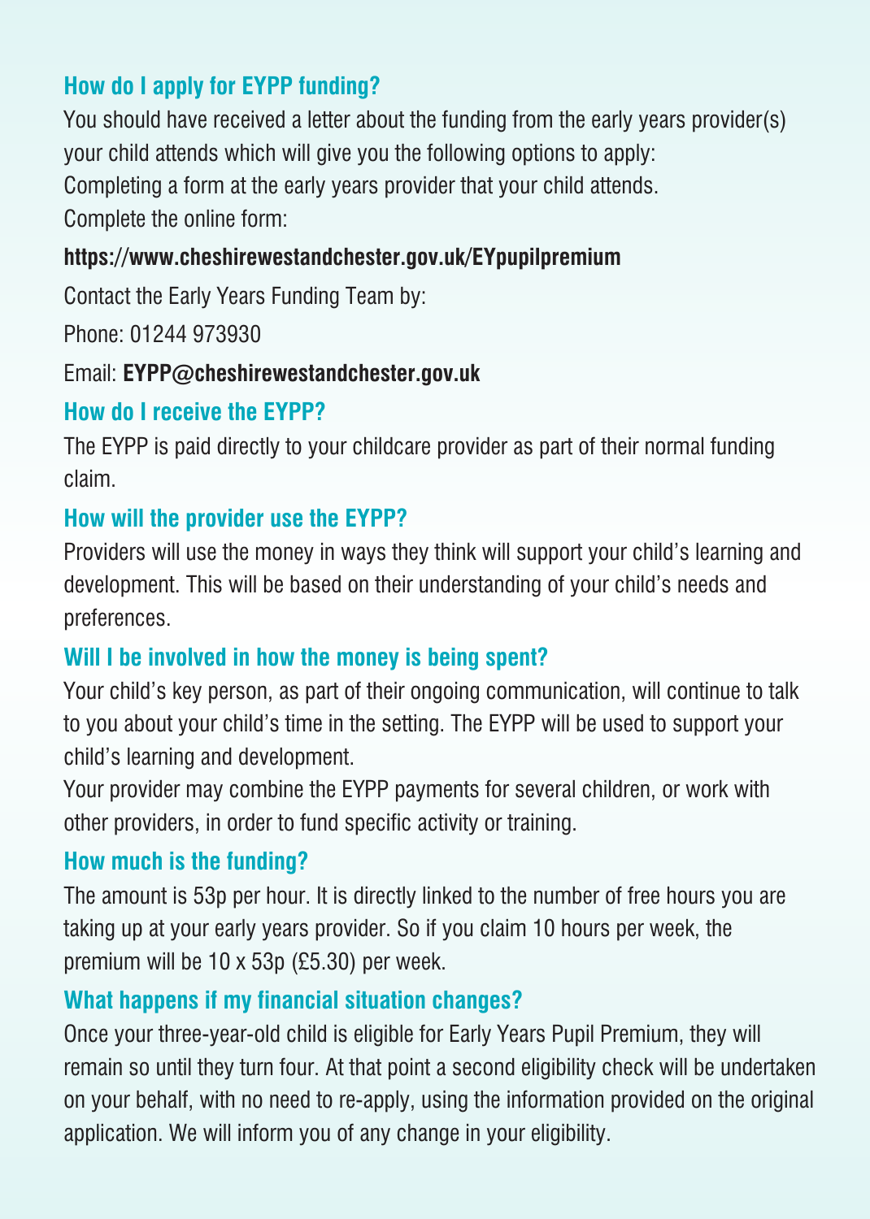## How do I apply for EYPP funding?

You should have received a letter about the funding from the early years provider(s) your child attends which will give you the following options to apply:

Completing a form at the early years provider that your child attends.

Complete the online form:

**https://www.cheshirewestandchester.gov.uk/EYpupilpremium**

Contact the Early Years Funding Team by:

Phone: 01244 973930

Email: **EYPP@cheshirewestandchester.gov.uk**

## How do I receive the EYPP?

The EYPP is paid directly to your childcare provider as part of their normal funding claim.

## How will the provider use the EYPP?

Providers will use the money in ways they think will support your child's learning and development. This will be based on their understanding of your child's needs and preferences.

## Will I be involved in how the money is being spent?

Your child's key person, as part of their ongoing communication, will continue to talk to you about your child's time in the setting. The EYPP will be used to support your child's learning and development.

Your provider may combine the EYPP payments for several children, or work with other providers, in order to fund specific activity or training.

## How much is the funding?

The amount is 53p per hour. It is directly linked to the number of free hours you are taking up at your early years provider. So if you claim 10 hours per week, the premium will be 10 x 53p (£5.30) per week.

## What happens if my financial situation changes?

Once your three-year-old child is eligible for Early Years Pupil Premium, they will remain so until they turn four. At that point a second eligibility check will be undertaken on your behalf, with no need to re-apply, using the information provided on the original application. We will inform you of any change in your eligibility.